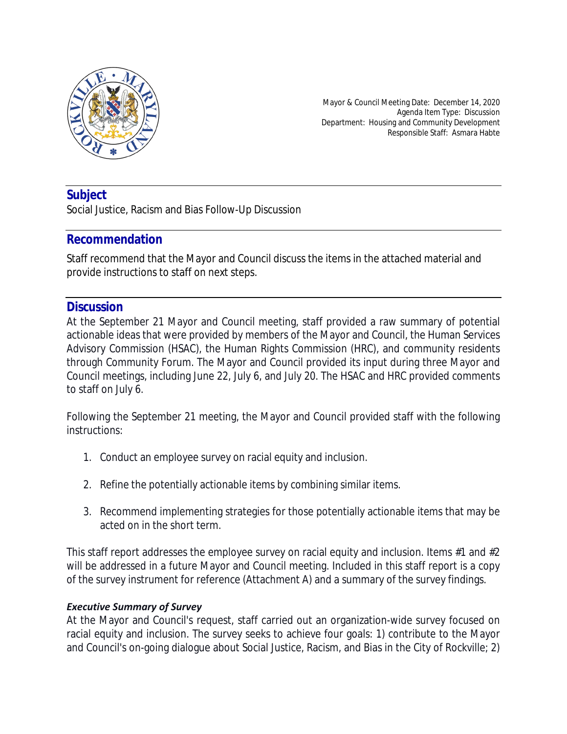Mayor & Council Meeting Date: December 14, 2020
Agenda Item Type: Discussion
Department: Housing and Community Development
Responsible Staff: Asmara Habte

## Subject

Social Justice, Racism and Bias Follow-Up Discussion

## Recommendation

Staff recommend that the Mayor and Council discuss the items in the attached material and provide instructions to staff on next steps.

## Discussion

At the September 21 Mayor and Council meeting, staff provided a raw summary of potential actionable ideas that were provided by members of the Mayor and Council, the Human Services Advisory Commission (HSAC), the Human Rights Commission (HRC), and community residents through Community Forum. The Mayor and Council provided its input during three Mayor and Council meetings, including June 22, July 6, and July 20. The HSAC and HRC provided comments to staff on July 6.

Following the September 21 meeting, the Mayor and Council provided staff with the following instructions:

1. Conduct an employee survey on racial equity and inclusion.
2. Refine the potentially actionable items by combining similar items.
3. Recommend implementing strategies for those potentially actionable items that may be acted on in the short term.

This staff report addresses the employee survey on racial equity and inclusion. Items #1 and #2 will be addressed in a future Mayor and Council meeting. Included in this staff report is a copy of the survey instrument for reference (Attachment A) and a summary of the survey findings.

### *Executive Summary of Survey*

At the Mayor and Council's request, staff carried out an organization-wide survey focused on racial equity and inclusion. The survey seeks to achieve four goals: 1) contribute to the Mayor and Council's on-going dialogue about Social Justice, Racism, and Bias in the City of Rockville; 2)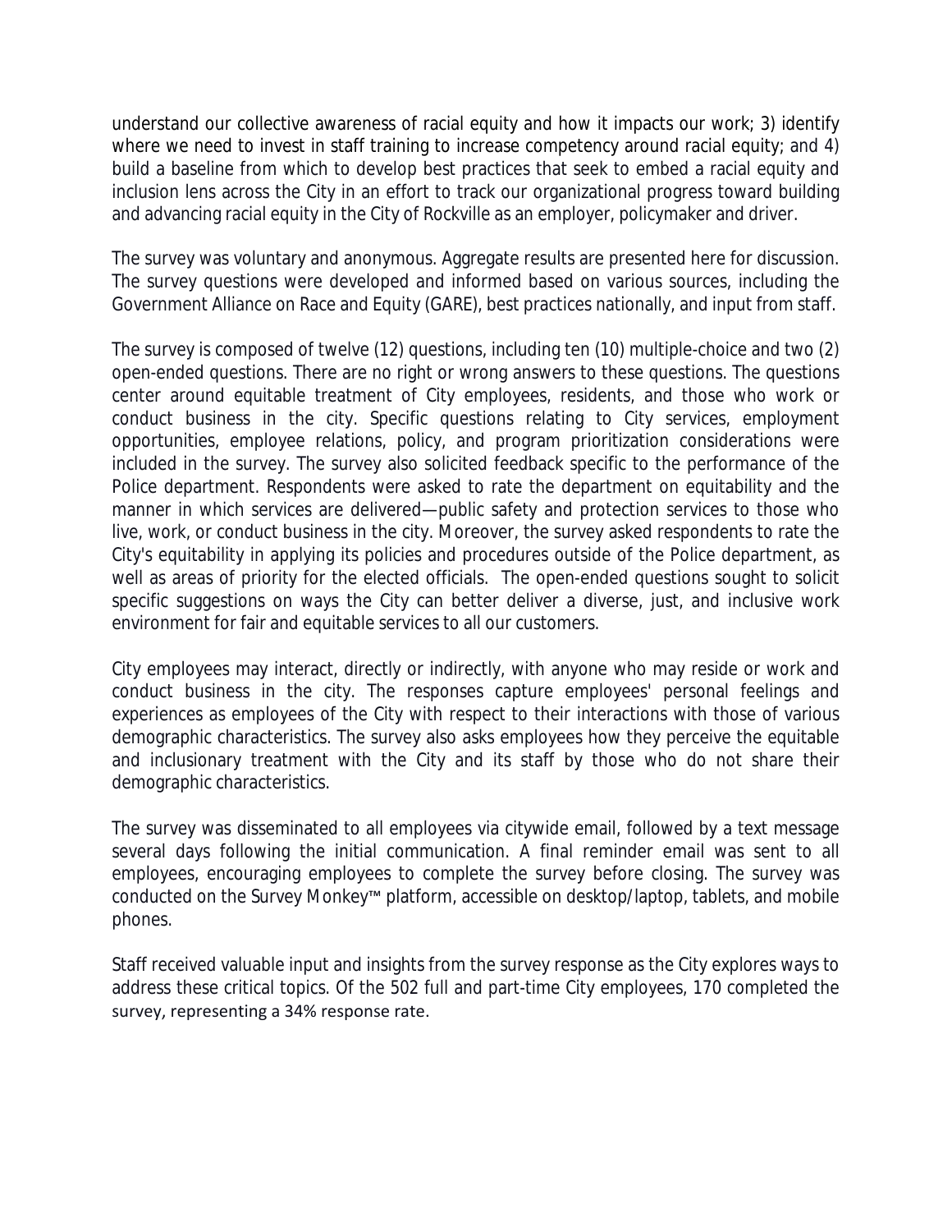understand our collective awareness of racial equity and how it impacts our work; 3) identify where we need to invest in staff training to increase competency around racial equity; and 4) build a baseline from which to develop best practices that seek to embed a racial equity and inclusion lens across the City in an effort to track our organizational progress toward building and advancing racial equity in the City of Rockville as an employer, policymaker and driver.

The survey was voluntary and anonymous. Aggregate results are presented here for discussion. The survey questions were developed and informed based on various sources, including the Government Alliance on Race and Equity (GARE), best practices nationally, and input from staff.

The survey is composed of twelve (12) questions, including ten (10) multiple-choice and two (2) open-ended questions. There are no right or wrong answers to these questions. The questions center around equitable treatment of City employees, residents, and those who work or conduct business in the city. Specific questions relating to City services, employment opportunities, employee relations, policy, and program prioritization considerations were included in the survey. The survey also solicited feedback specific to the performance of the Police department. Respondents were asked to rate the department on equitability and the manner in which services are delivered—public safety and protection services to those who live, work, or conduct business in the city. Moreover, the survey asked respondents to rate the City's equitability in applying its policies and procedures outside of the Police department, as well as areas of priority for the elected officials. The open-ended questions sought to solicit specific suggestions on ways the City can better deliver a diverse, just, and inclusive work environment for fair and equitable services to all our customers.

City employees may interact, directly or indirectly, with anyone who may reside or work and conduct business in the city. The responses capture employees' personal feelings and experiences as employees of the City with respect to their interactions with those of various demographic characteristics. The survey also asks employees how they perceive the equitable and inclusionary treatment with the City and its staff by those who do not share their demographic characteristics.

The survey was disseminated to all employees via citywide email, followed by a text message several days following the initial communication. A final reminder email was sent to all employees, encouraging employees to complete the survey before closing. The survey was conducted on the Survey Monkey™ platform, accessible on desktop/laptop, tablets, and mobile phones.

Staff received valuable input and insights from the survey response as the City explores ways to address these critical topics. Of the 502 full and part-time City employees, 170 completed the survey, representing a 34% response rate.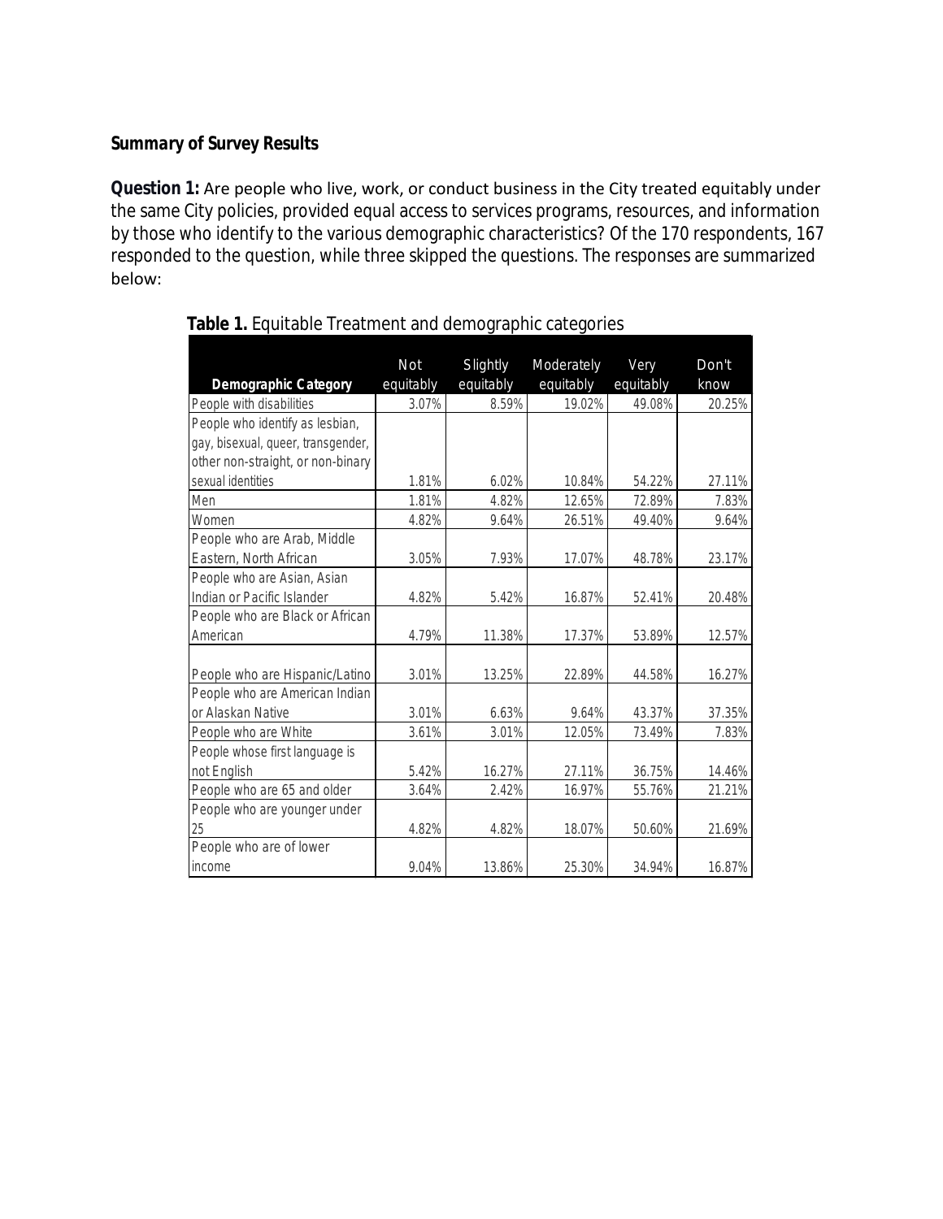**Summary of Survey Results**

**Question 1:** Are people who live, work, or conduct business in the City treated equitably under the same City policies, provided equal access to services programs, resources, and information by those who identify to the various demographic characteristics? Of the 170 respondents, 167 responded to the question, while three skipped the questions. The responses are summarized below:

**Table 1.** Equitable Treatment and demographic categories

| Demographic Category | Not equitably | Slightly equitably | Moderately equitably | Very equitably | Don't know |
|---|---|---|---|---|---|
| People with disabilities | 3.07% | 8.59% | 19.02% | 49.08% | 20.25% |
| People who identify as lesbian, gay, bisexual, queer, transgender, other non-straight, or non-binary sexual identities | 1.81% | 6.02% | 10.84% | 54.22% | 27.11% |
| Men | 1.81% | 4.82% | 12.65% | 72.89% | 7.83% |
| Women | 4.82% | 9.64% | 26.51% | 49.40% | 9.64% |
| People who are Arab, Middle Eastern, North African | 3.05% | 7.93% | 17.07% | 48.78% | 23.17% |
| People who are Asian, Asian Indian or Pacific Islander | 4.82% | 5.42% | 16.87% | 52.41% | 20.48% |
| People who are Black or African American | 4.79% | 11.38% | 17.37% | 53.89% | 12.57% |
| People who are Hispanic/Latino | 3.01% | 13.25% | 22.89% | 44.58% | 16.27% |
| People who are American Indian or Alaskan Native | 3.01% | 6.63% | 9.64% | 43.37% | 37.35% |
| People who are White | 3.61% | 3.01% | 12.05% | 73.49% | 7.83% |
| People whose first language is not English | 5.42% | 16.27% | 27.11% | 36.75% | 14.46% |
| People who are 65 and older | 3.64% | 2.42% | 16.97% | 55.76% | 21.21% |
| People who are younger under 25 | 4.82% | 4.82% | 18.07% | 50.60% | 21.69% |
| People who are of lower income | 9.04% | 13.86% | 25.30% | 34.94% | 16.87% |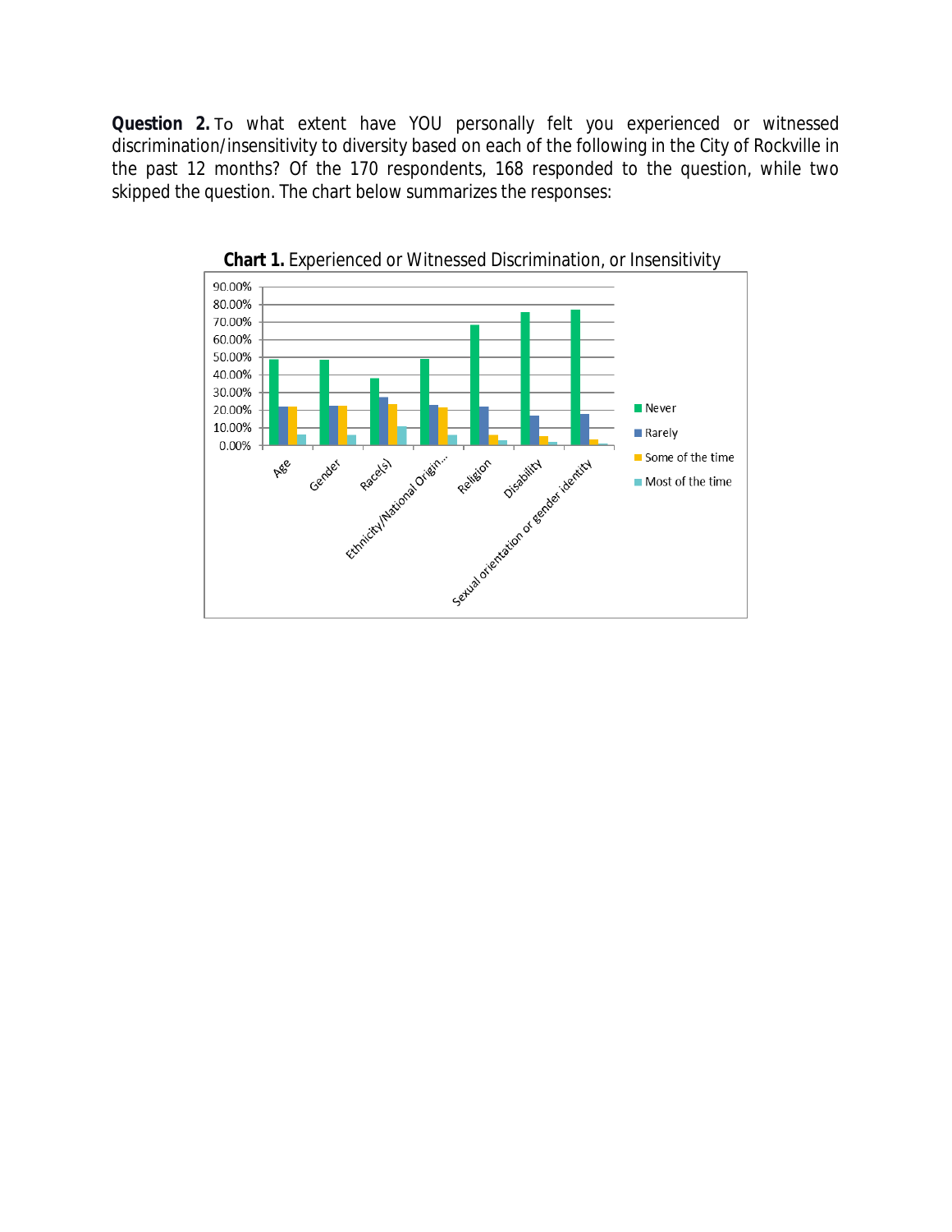**Question 2.** To what extent have YOU personally felt you experienced or witnessed discrimination/insensitivity to diversity based on each of the following in the City of Rockville in the past 12 months? Of the 170 respondents, 168 responded to the question, while two skipped the question. The chart below summarizes the responses:

**Chart 1.** Experienced or Witnessed Discrimination, or Insensitivity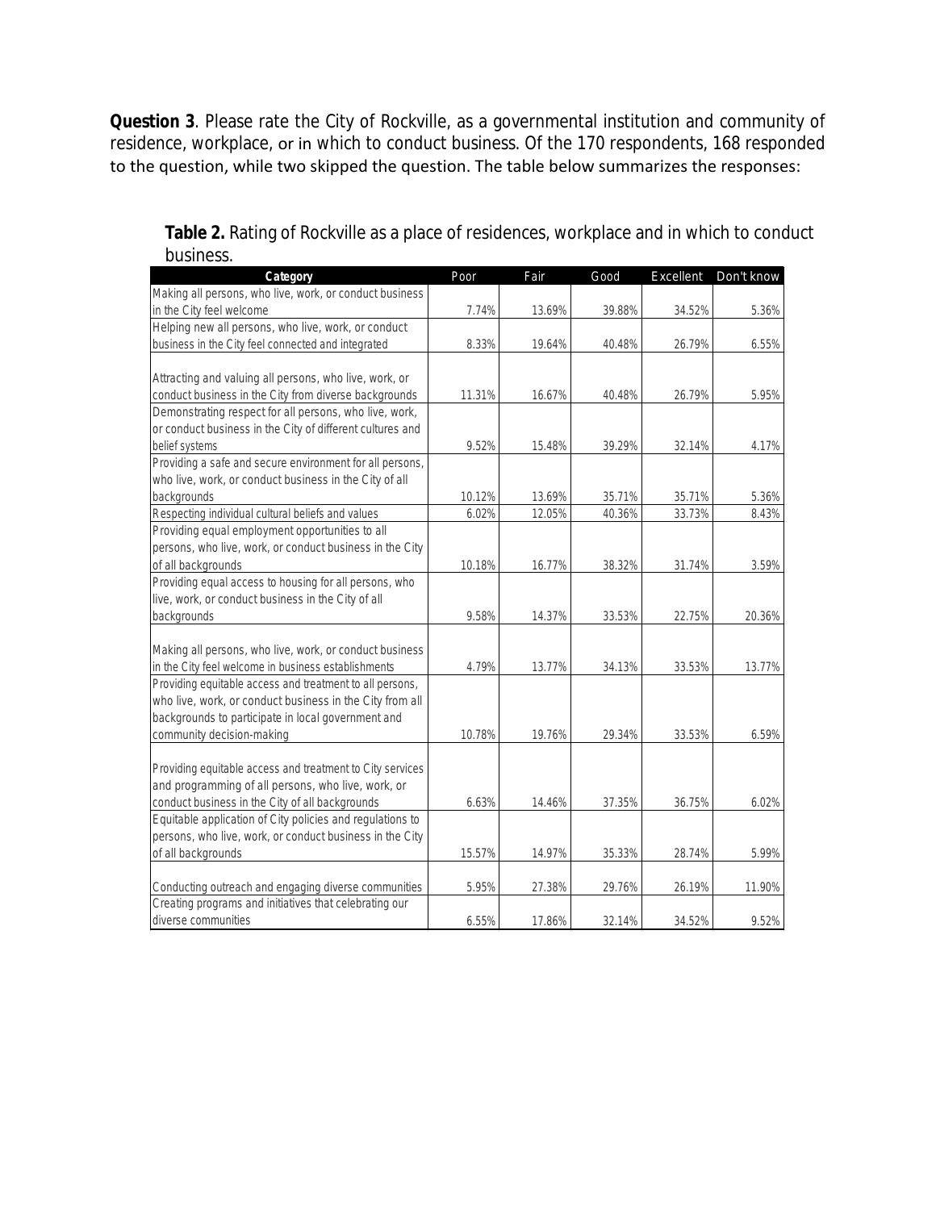**Question 3**. Please rate the City of Rockville, as a governmental institution and community of residence, workplace, or in which to conduct business. Of the 170 respondents, 168 responded to the question, while two skipped the question. The table below summarizes the responses:

**Table 2.** Rating of Rockville as a place of residences, workplace and in which to conduct business.

| Category | Poor | Fair | Good | Excellent | Don't know |
|---|---|---|---|---|---|
| Making all persons, who live, work, or conduct business in the City feel welcome | 7.74% | 13.69% | 39.88% | 34.52% | 5.36% |
| Helping new all persons, who live, work, or conduct business in the City feel connected and integrated | 8.33% | 19.64% | 40.48% | 26.79% | 6.55% |
| Attracting and valuing all persons, who live, work, or conduct business in the City from diverse backgrounds | 11.31% | 16.67% | 40.48% | 26.79% | 5.95% |
| Demonstrating respect for all persons, who live, work, or conduct business in the City of different cultures and belief systems | 9.52% | 15.48% | 39.29% | 32.14% | 4.17% |
| Providing a safe and secure environment for all persons, who live, work, or conduct business in the City of all backgrounds | 10.12% | 13.69% | 35.71% | 35.71% | 5.36% |
| Respecting individual cultural beliefs and values | 6.02% | 12.05% | 40.36% | 33.73% | 8.43% |
| Providing equal employment opportunities to all persons, who live, work, or conduct business in the City of all backgrounds | 10.18% | 16.77% | 38.32% | 31.74% | 3.59% |
| Providing equal access to housing for all persons, who live, work, or conduct business in the City of all backgrounds | 9.58% | 14.37% | 33.53% | 22.75% | 20.36% |
| Making all persons, who live, work, or conduct business in the City feel welcome in business establishments | 4.79% | 13.77% | 34.13% | 33.53% | 13.77% |
| Providing equitable access and treatment to all persons, who live, work, or conduct business in the City from all backgrounds to participate in local government and community decision-making | 10.78% | 19.76% | 29.34% | 33.53% | 6.59% |
| Providing equitable access and treatment to City services and programming of all persons, who live, work, or conduct business in the City of all backgrounds | 6.63% | 14.46% | 37.35% | 36.75% | 6.02% |
| Equitable application of City policies and regulations to persons, who live, work, or conduct business in the City of all backgrounds | 15.57% | 14.97% | 35.33% | 28.74% | 5.99% |
| Conducting outreach and engaging diverse communities | 5.95% | 27.38% | 29.76% | 26.19% | 11.90% |
| Creating programs and initiatives that celebrating our diverse communities | 6.55% | 17.86% | 32.14% | 34.52% | 9.52% |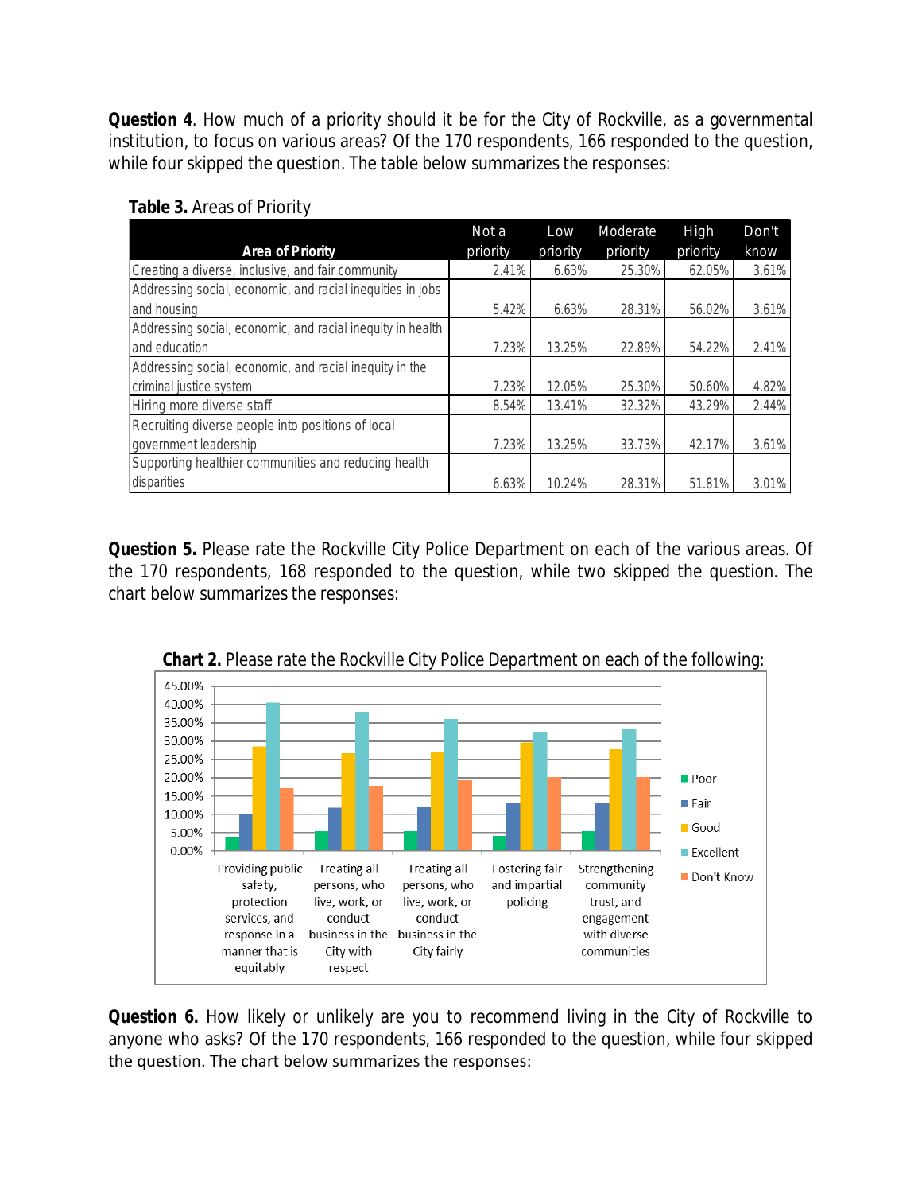**Question 4**. How much of a priority should it be for the City of Rockville, as a governmental institution, to focus on various areas? Of the 170 respondents, 166 responded to the question, while four skipped the question. The table below summarizes the responses:

**Table 3.** Areas of Priority

| Area of Priority | Not a priority | Low priority | Moderate priority | High priority | Don't know |
|---|---|---|---|---|---|
| Creating a diverse, inclusive, and fair community | 2.41% | 6.63% | 25.30% | 62.05% | 3.61% |
| Addressing social, economic, and racial inequities in jobs and housing | 5.42% | 6.63% | 28.31% | 56.02% | 3.61% |
| Addressing social, economic, and racial inequity in health and education | 7.23% | 13.25% | 22.89% | 54.22% | 2.41% |
| Addressing social, economic, and racial inequity in the criminal justice system | 7.23% | 12.05% | 25.30% | 50.60% | 4.82% |
| Hiring more diverse staff | 8.54% | 13.41% | 32.32% | 43.29% | 2.44% |
| Recruiting diverse people into positions of local government leadership | 7.23% | 13.25% | 33.73% | 42.17% | 3.61% |
| Supporting healthier communities and reducing health disparities | 6.63% | 10.24% | 28.31% | 51.81% | 3.01% |

**Question 5.** Please rate the Rockville City Police Department on each of the various areas. Of the 170 respondents, 168 responded to the question, while two skipped the question. The chart below summarizes the responses:

**Chart 2.** Please rate the Rockville City Police Department on each of the following:

**Question 6.** How likely or unlikely are you to recommend living in the City of Rockville to anyone who asks? Of the 170 respondents, 166 responded to the question, while four skipped the question. The chart below summarizes the responses: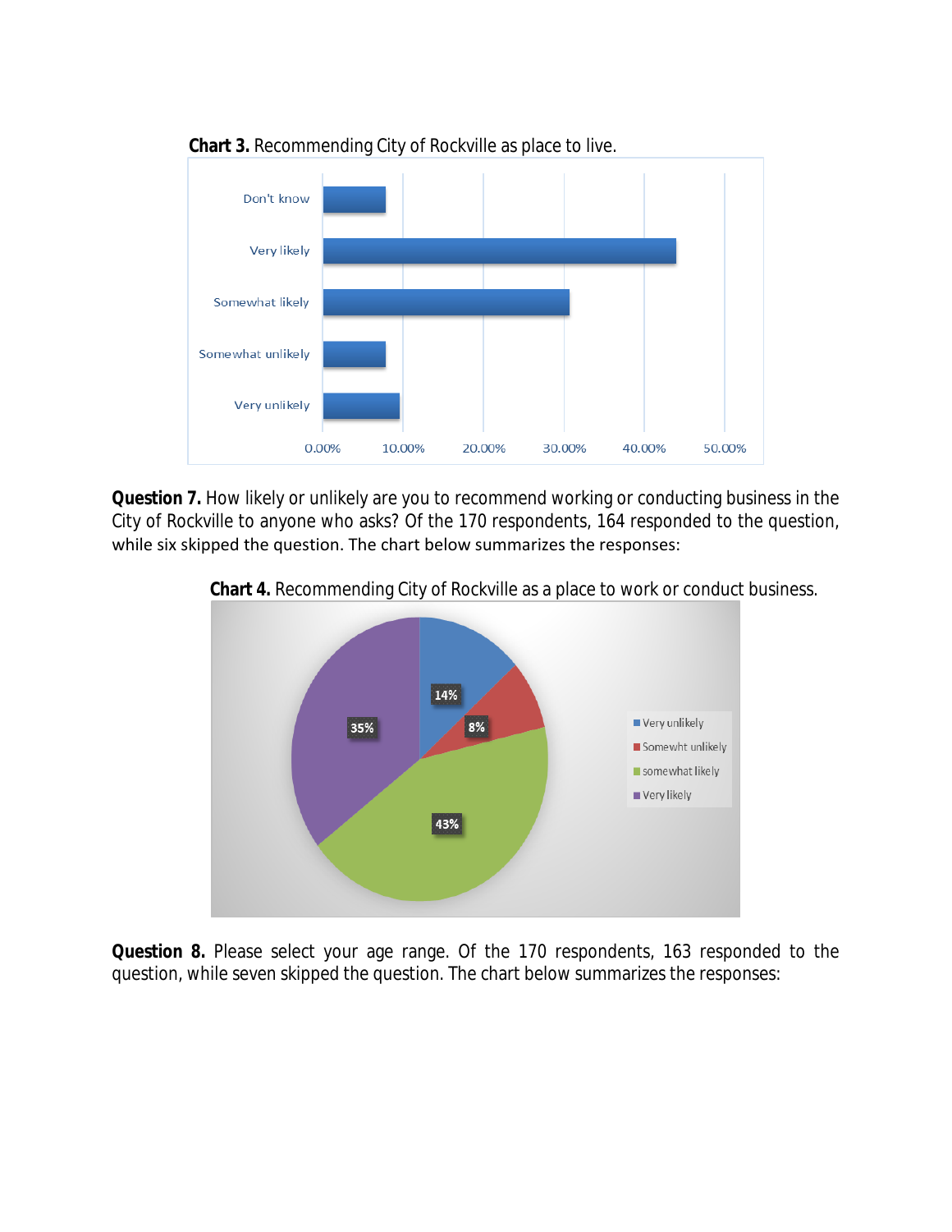**Chart 3.** Recommending City of Rockville as place to live.

**Question 7.** How likely or unlikely are you to recommend working or conducting business in the City of Rockville to anyone who asks? Of the 170 respondents, 164 responded to the question, while six skipped the question. The chart below summarizes the responses:

**Chart 4.** Recommending City of Rockville as a place to work or conduct business.

**Question 8.** Please select your age range. Of the 170 respondents, 163 responded to the question, while seven skipped the question. The chart below summarizes the responses: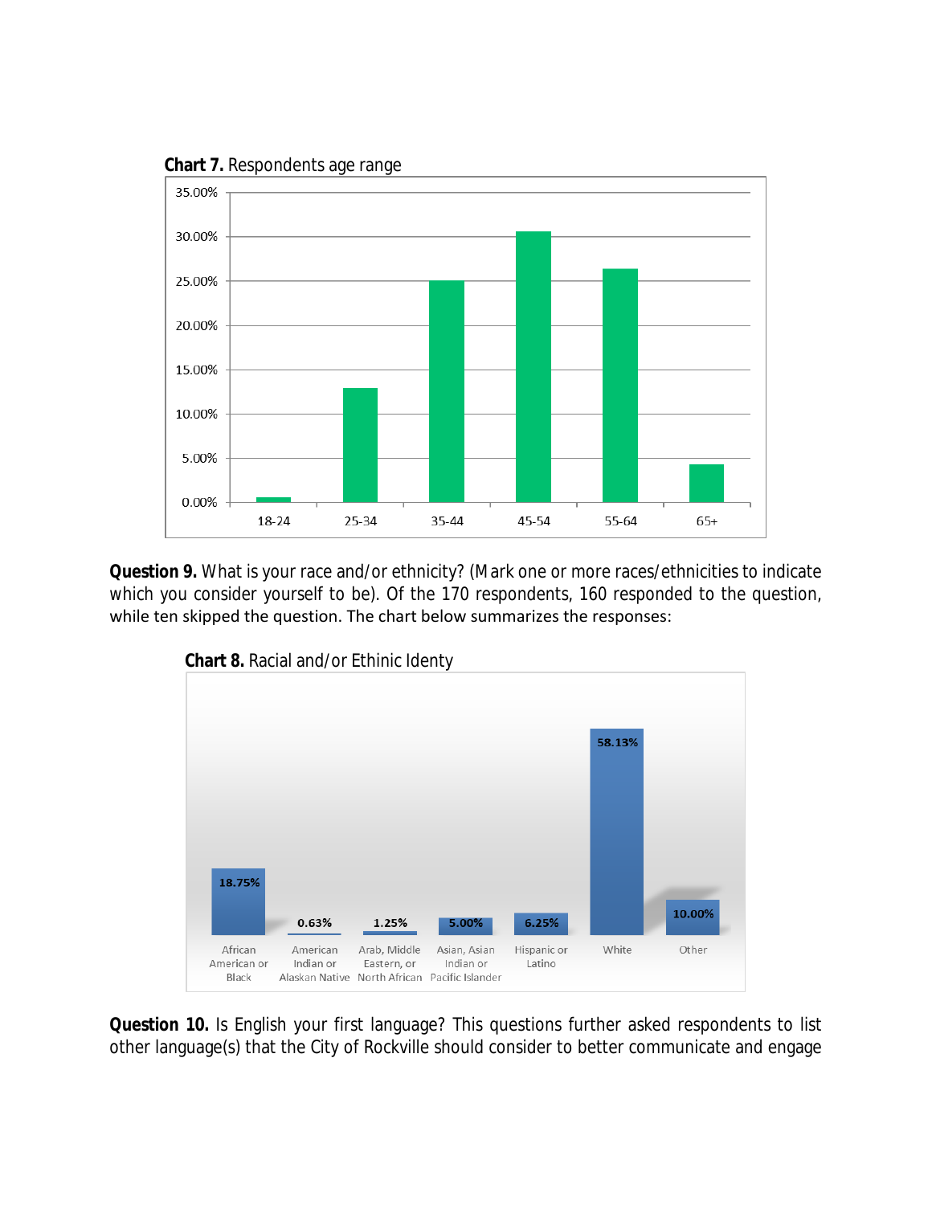**Chart 7.** Respondents age range

**Question 9.** What is your race and/or ethnicity? (Mark one or more races/ethnicities to indicate which you consider yourself to be). Of the 170 respondents, 160 responded to the question, while ten skipped the question. The chart below summarizes the responses:

**Chart 8.** Racial and/or Ethinic Identy

| African American or Black | American Indian or Alaskan Native | Arab, Middle Eastern, or North African | Asian, Asian Indian or Pacific Islander | Hispanic or Latino | White | Other |
|---|---|---|---|---|---|---|
| 18.75% | 0.63% | 1.25% | 5.00% | 6.25% | 58.13% | 10.00% |

**Question 10.** Is English your first language? This questions further asked respondents to list other language(s) that the City of Rockville should consider to better communicate and engage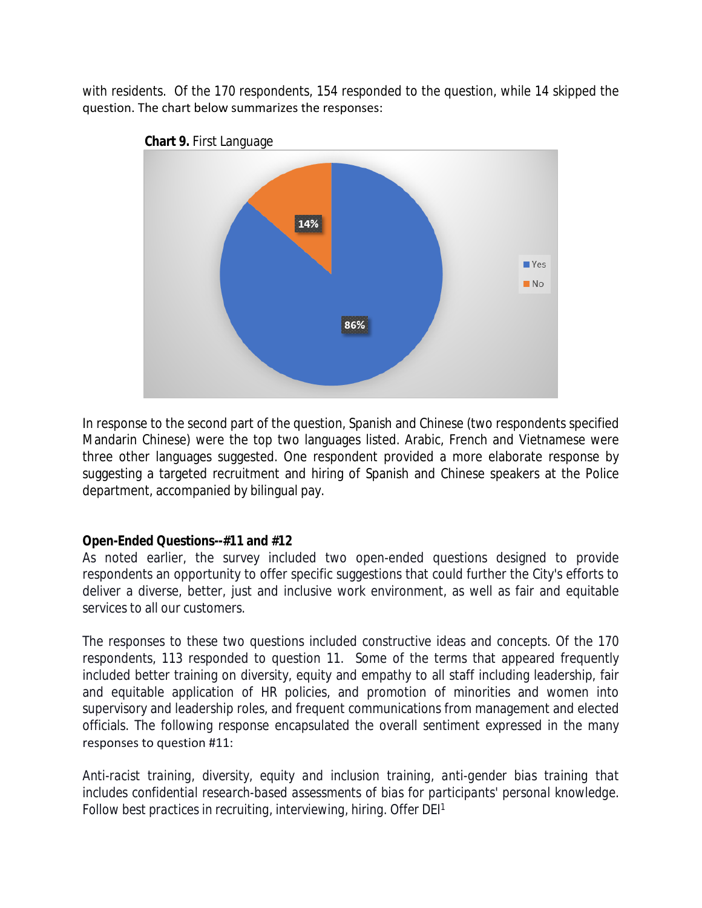with residents. Of the 170 respondents, 154 responded to the question, while 14 skipped the question. The chart below summarizes the responses:

**Chart 9.** First Language

In response to the second part of the question, Spanish and Chinese (two respondents specified Mandarin Chinese) were the top two languages listed. Arabic, French and Vietnamese were three other languages suggested. One respondent provided a more elaborate response by suggesting a targeted recruitment and hiring of Spanish and Chinese speakers at the Police department, accompanied by bilingual pay.

**Open-Ended Questions--#11 and #12**

As noted earlier, the survey included two open-ended questions designed to provide respondents an opportunity to offer specific suggestions that could further the City's efforts to deliver a diverse, better, just and inclusive work environment, as well as fair and equitable services to all our customers.

The responses to these two questions included constructive ideas and concepts. Of the 170 respondents, 113 responded to question 11. Some of the terms that appeared frequently included better training on diversity, equity and empathy to all staff including leadership, fair and equitable application of HR policies, and promotion of minorities and women into supervisory and leadership roles, and frequent communications from management and elected officials. The following response encapsulated the overall sentiment expressed in the many responses to question #11:

*Anti-racist training, diversity, equity and inclusion training, anti-gender bias training that includes confidential research-based assessments of bias for participants' personal knowledge. Follow best practices in recruiting, interviewing, hiring. Offer DEI*[1]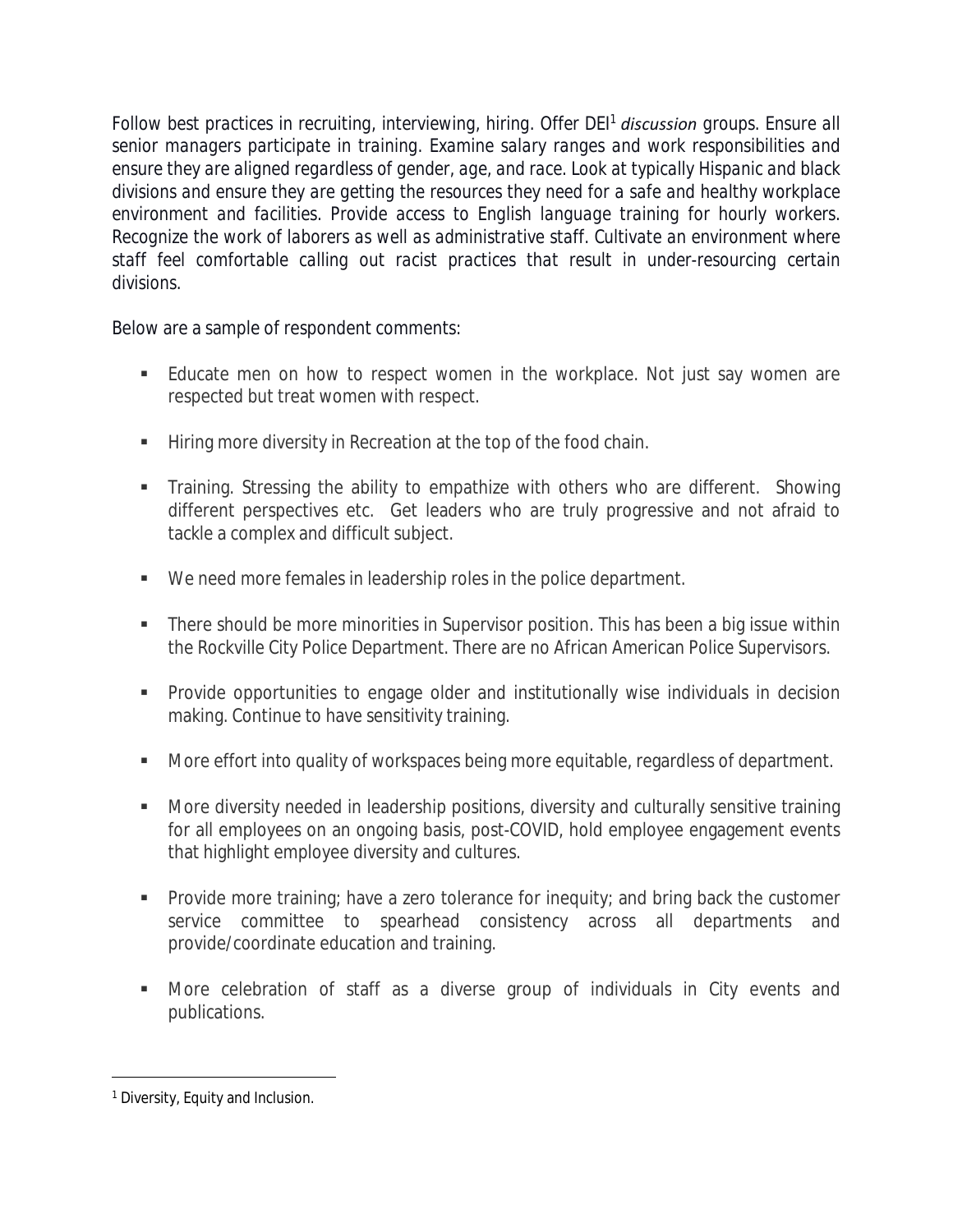Follow best practices in recruiting, interviewing, hiring. Offer DEI[1] *discussion* groups. Ensure all senior managers participate in training. Examine salary ranges and work responsibilities and ensure they are aligned regardless of gender, age, and race. Look at typically Hispanic and black divisions and ensure they are getting the resources they need for a safe and healthy workplace environment and facilities. Provide access to English language training for hourly workers. Recognize the work of laborers as well as administrative staff. Cultivate an environment where staff feel comfortable calling out racist practices that result in under-resourcing certain divisions.

Below are a sample of respondent comments:

- Educate men on how to respect women in the workplace. Not just say women are respected but treat women with respect.
- Hiring more diversity in Recreation at the top of the food chain.
- Training. Stressing the ability to empathize with others who are different. Showing different perspectives etc. Get leaders who are truly progressive and not afraid to tackle a complex and difficult subject.
- We need more females in leadership roles in the police department.
- There should be more minorities in Supervisor position. This has been a big issue within the Rockville City Police Department. There are no African American Police Supervisors.
- Provide opportunities to engage older and institutionally wise individuals in decision making. Continue to have sensitivity training.
- More effort into quality of workspaces being more equitable, regardless of department.
- More diversity needed in leadership positions, diversity and culturally sensitive training for all employees on an ongoing basis, post-COVID, hold employee engagement events that highlight employee diversity and cultures.
- Provide more training; have a zero tolerance for inequity; and bring back the customer service committee to spearhead consistency across all departments and provide/coordinate education and training.
- More celebration of staff as a diverse group of individuals in City events and publications.

[1] Diversity, Equity and Inclusion.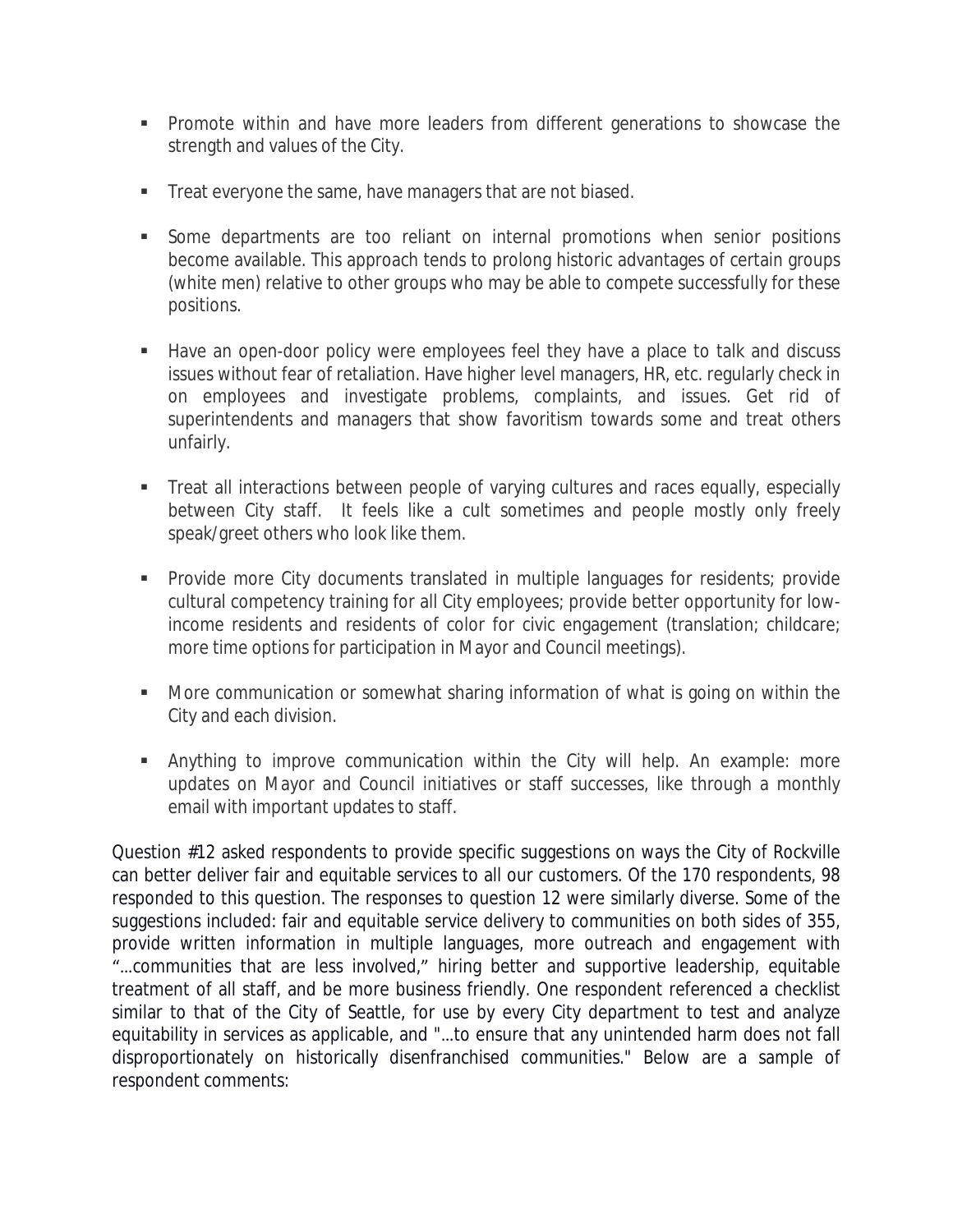- Promote within and have more leaders from different generations to showcase the strength and values of the City.

- Treat everyone the same, have managers that are not biased.

- Some departments are too reliant on internal promotions when senior positions become available. This approach tends to prolong historic advantages of certain groups (white men) relative to other groups who may be able to compete successfully for these positions.

- Have an open-door policy were employees feel they have a place to talk and discuss issues without fear of retaliation. Have higher level managers, HR, etc. regularly check in on employees and investigate problems, complaints, and issues. Get rid of superintendents and managers that show favoritism towards some and treat others unfairly.

- Treat all interactions between people of varying cultures and races equally, especially between City staff. It feels like a cult sometimes and people mostly only freely speak/greet others who look like them.

- Provide more City documents translated in multiple languages for residents; provide cultural competency training for all City employees; provide better opportunity for low-income residents and residents of color for civic engagement (translation; childcare; more time options for participation in Mayor and Council meetings).

- More communication or somewhat sharing information of what is going on within the City and each division.

- Anything to improve communication within the City will help. An example: more updates on Mayor and Council initiatives or staff successes, like through a monthly email with important updates to staff.

Question #12 asked respondents to provide specific suggestions on ways the City of Rockville can better deliver fair and equitable services to all our customers. Of the 170 respondents, 98 responded to this question. The responses to question 12 were similarly diverse. Some of the suggestions included: fair and equitable service delivery to communities on both sides of 355, provide written information in multiple languages, more outreach and engagement with "…communities that are less involved," hiring better and supportive leadership, equitable treatment of all staff, and be more business friendly. One respondent referenced a checklist similar to that of the City of Seattle, for use by every City department to test and analyze equitability in services as applicable, and "…to ensure that any unintended harm does not fall disproportionately on historically disenfranchised communities." Below are a sample of respondent comments: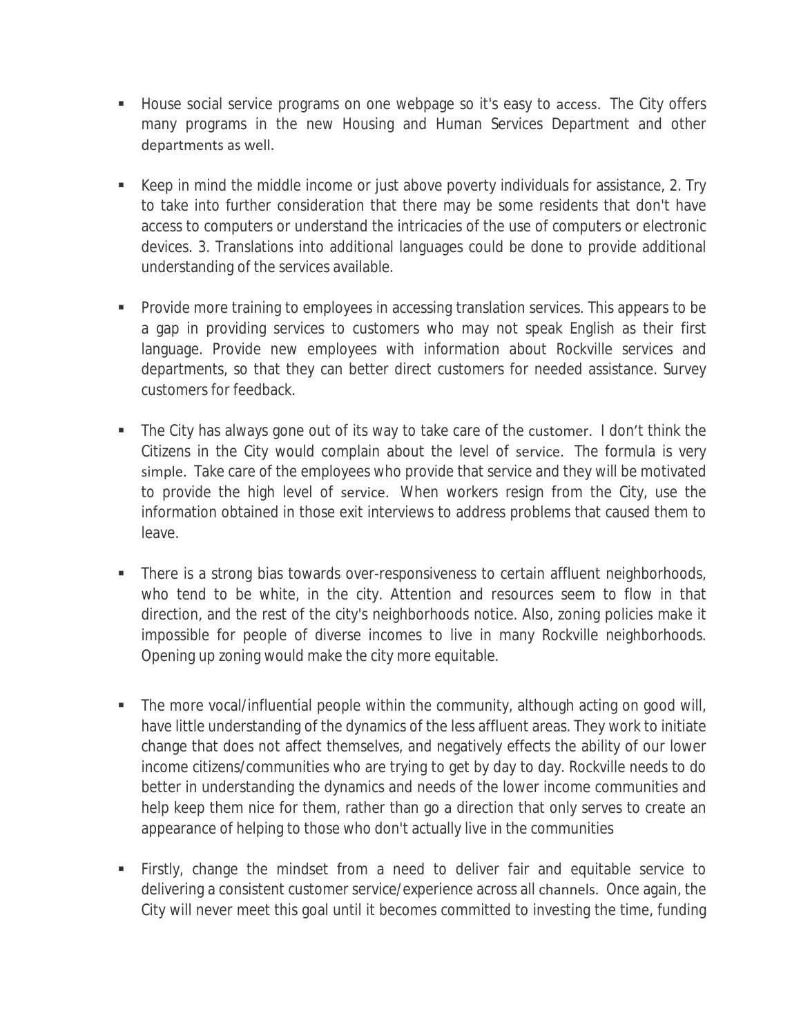- House social service programs on one webpage so it's easy to access. The City offers many programs in the new Housing and Human Services Department and other departments as well.

- Keep in mind the middle income or just above poverty individuals for assistance, 2. Try to take into further consideration that there may be some residents that don't have access to computers or understand the intricacies of the use of computers or electronic devices. 3. Translations into additional languages could be done to provide additional understanding of the services available.

- Provide more training to employees in accessing translation services. This appears to be a gap in providing services to customers who may not speak English as their first language. Provide new employees with information about Rockville services and departments, so that they can better direct customers for needed assistance. Survey customers for feedback.

- The City has always gone out of its way to take care of the customer. I don't think the Citizens in the City would complain about the level of service. The formula is very simple. Take care of the employees who provide that service and they will be motivated to provide the high level of service. When workers resign from the City, use the information obtained in those exit interviews to address problems that caused them to leave.

- There is a strong bias towards over-responsiveness to certain affluent neighborhoods, who tend to be white, in the city. Attention and resources seem to flow in that direction, and the rest of the city's neighborhoods notice. Also, zoning policies make it impossible for people of diverse incomes to live in many Rockville neighborhoods. Opening up zoning would make the city more equitable.

- The more vocal/influential people within the community, although acting on good will, have little understanding of the dynamics of the less affluent areas. They work to initiate change that does not affect themselves, and negatively effects the ability of our lower income citizens/communities who are trying to get by day to day. Rockville needs to do better in understanding the dynamics and needs of the lower income communities and help keep them nice for them, rather than go a direction that only serves to create an appearance of helping to those who don't actually live in the communities

- Firstly, change the mindset from a need to deliver fair and equitable service to delivering a consistent customer service/experience across all channels. Once again, the City will never meet this goal until it becomes committed to investing the time, funding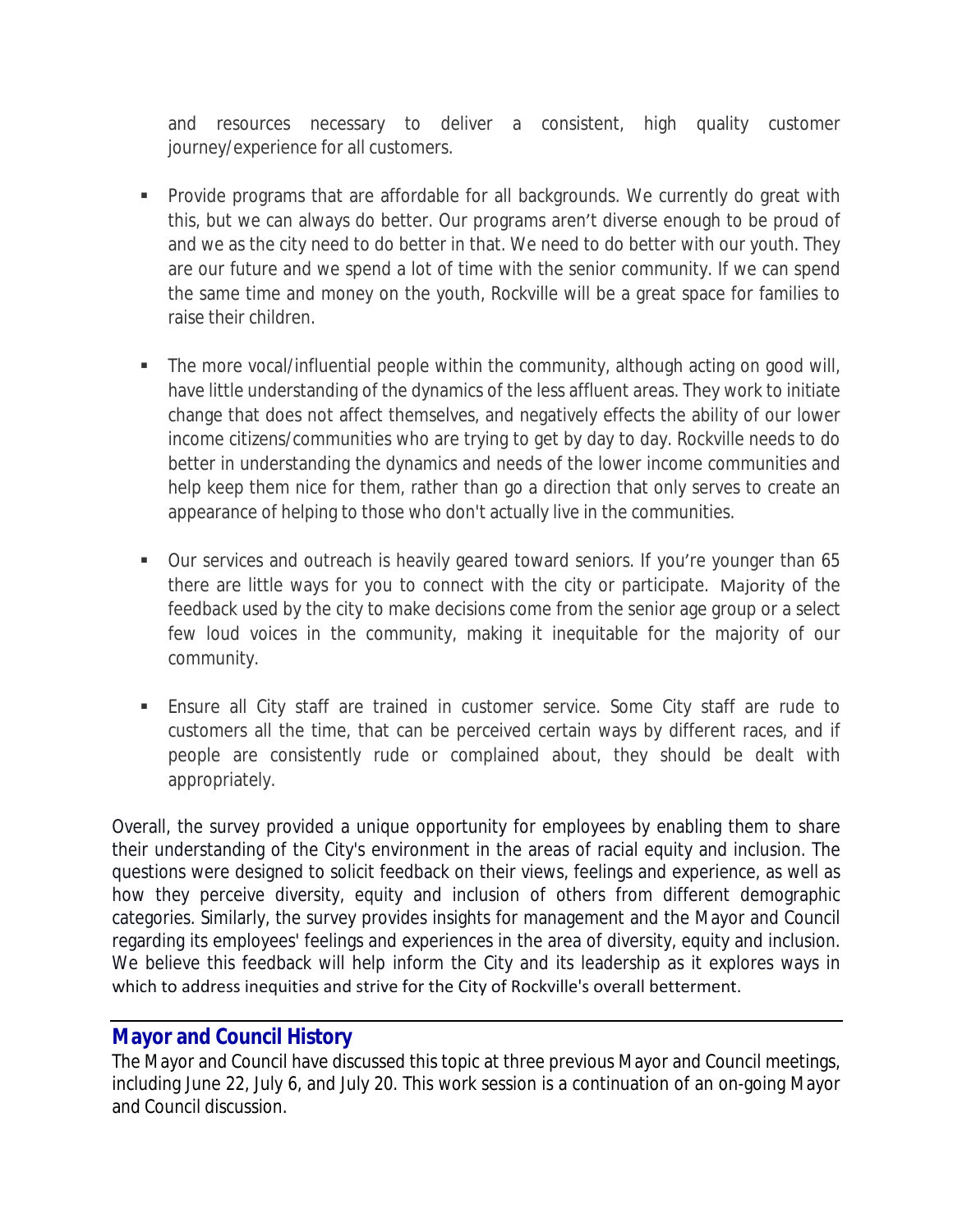and resources necessary to deliver a consistent, high quality customer journey/experience for all customers.

- Provide programs that are affordable for all backgrounds. We currently do great with this, but we can always do better. Our programs aren't diverse enough to be proud of and we as the city need to do better in that. We need to do better with our youth. They are our future and we spend a lot of time with the senior community. If we can spend the same time and money on the youth, Rockville will be a great space for families to raise their children.

- The more vocal/influential people within the community, although acting on good will, have little understanding of the dynamics of the less affluent areas. They work to initiate change that does not affect themselves, and negatively effects the ability of our lower income citizens/communities who are trying to get by day to day. Rockville needs to do better in understanding the dynamics and needs of the lower income communities and help keep them nice for them, rather than go a direction that only serves to create an appearance of helping to those who don't actually live in the communities.

- Our services and outreach is heavily geared toward seniors. If you're younger than 65 there are little ways for you to connect with the city or participate. Majority of the feedback used by the city to make decisions come from the senior age group or a select few loud voices in the community, making it inequitable for the majority of our community.

- Ensure all City staff are trained in customer service. Some City staff are rude to customers all the time, that can be perceived certain ways by different races, and if people are consistently rude or complained about, they should be dealt with appropriately.

Overall, the survey provided a unique opportunity for employees by enabling them to share their understanding of the City's environment in the areas of racial equity and inclusion. The questions were designed to solicit feedback on their views, feelings and experience, as well as how they perceive diversity, equity and inclusion of others from different demographic categories. Similarly, the survey provides insights for management and the Mayor and Council regarding its employees' feelings and experiences in the area of diversity, equity and inclusion. We believe this feedback will help inform the City and its leadership as it explores ways in which to address inequities and strive for the City of Rockville's overall betterment.

## Mayor and Council History

The Mayor and Council have discussed this topic at three previous Mayor and Council meetings, including June 22, July 6, and July 20. This work session is a continuation of an on-going Mayor and Council discussion.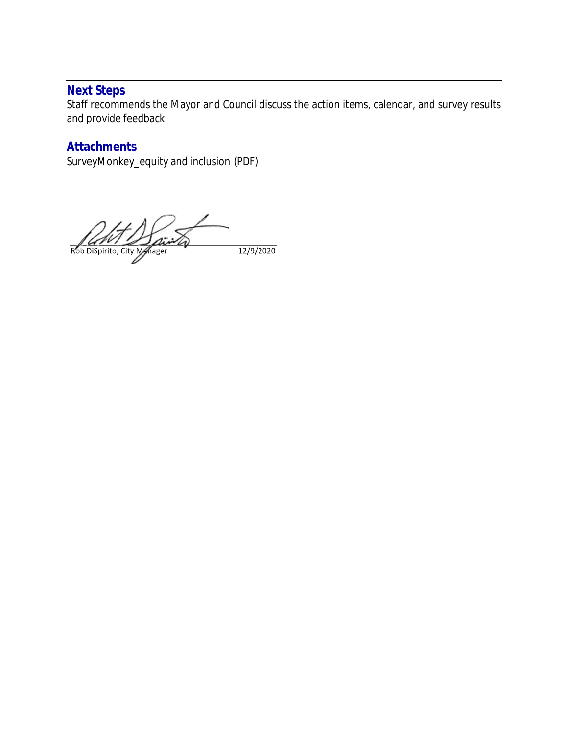## Next Steps

Staff recommends the Mayor and Council discuss the action items, calendar, and survey results and provide feedback.

## Attachments

SurveyMonkey_equity and inclusion (PDF)

Rob DiSpirito, City Manager 12/9/2020